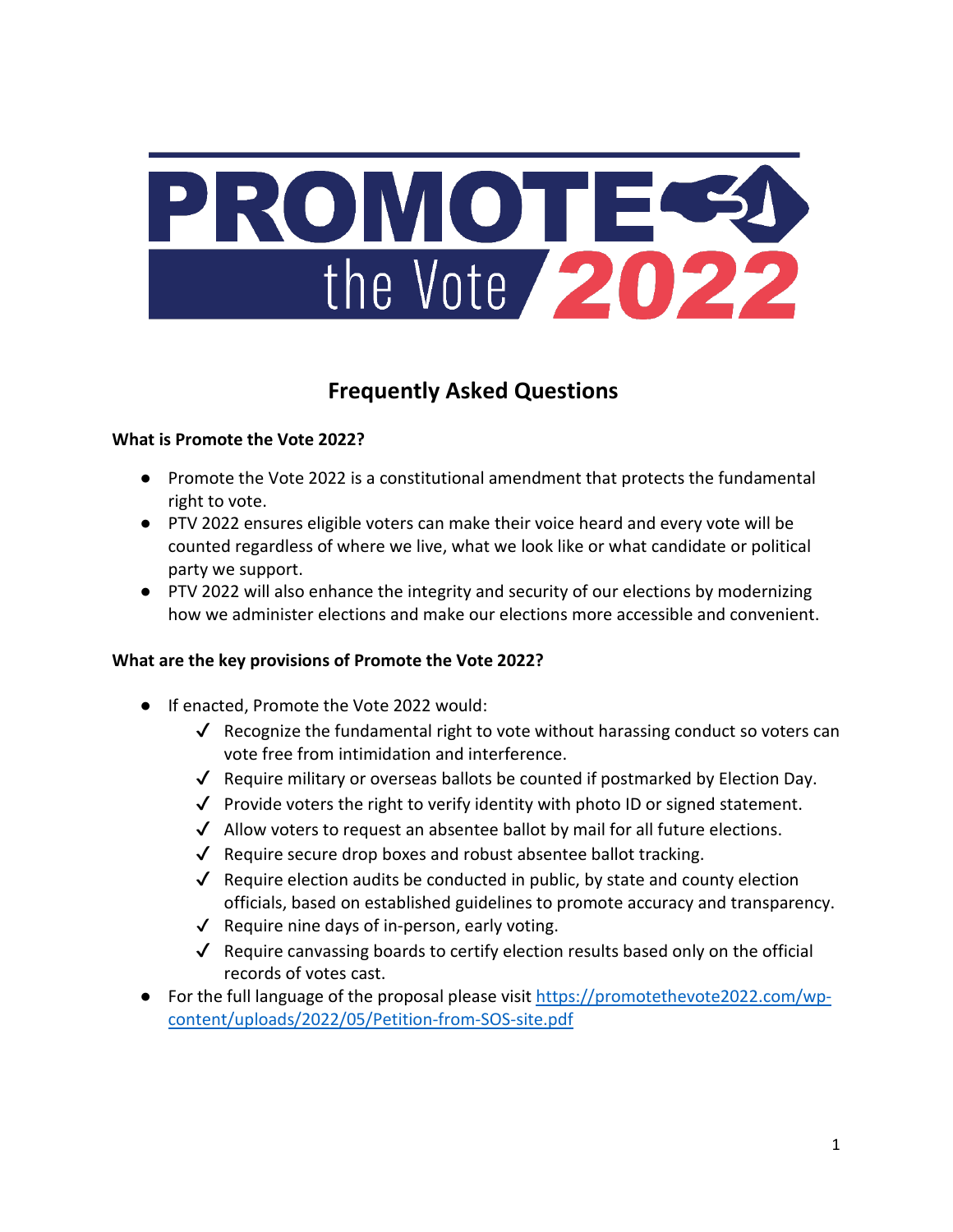# PROMOTE the Vote 2022

## Frequently Asked Questions

**What is Promote the Vote 2022?**

- Promote the Vote 2022 is a constitutional amendment that protects the fundamental right to vote.
- PTV 2022 ensures eligible voters can make their voice heard and every vote will be counted regardless of where we live, what we look like or what candidate or political party we support.
- PTV 2022 will also enhance the integrity and security of our elections by modernizing how we administer elections and make our elections more accessible and convenient.

**What are the key provisions of Promote the Vote 2022?**

- If enacted, Promote the Vote 2022 would:
  - ✓ Recognize the fundamental right to vote without harassing conduct so voters can vote free from intimidation and interference.
  - ✓ Require military or overseas ballots be counted if postmarked by Election Day.
  - ✓ Provide voters the right to verify identity with photo ID or signed statement.
  - ✓ Allow voters to request an absentee ballot by mail for all future elections.
  - ✓ Require secure drop boxes and robust absentee ballot tracking.
  - ✓ Require election audits be conducted in public, by state and county election officials, based on established guidelines to promote accuracy and transparency.
  - ✓ Require nine days of in-person, early voting.
  - ✓ Require canvassing boards to certify election results based only on the official records of votes cast.
- For the full language of the proposal please visit [https://promotethevote2022.com/wp-content/uploads/2022/05/Petition-from-SOS-site.pdf](https://promotethevote2022.com/wp-content/uploads/2022/05/Petition-from-SOS-site.pdf)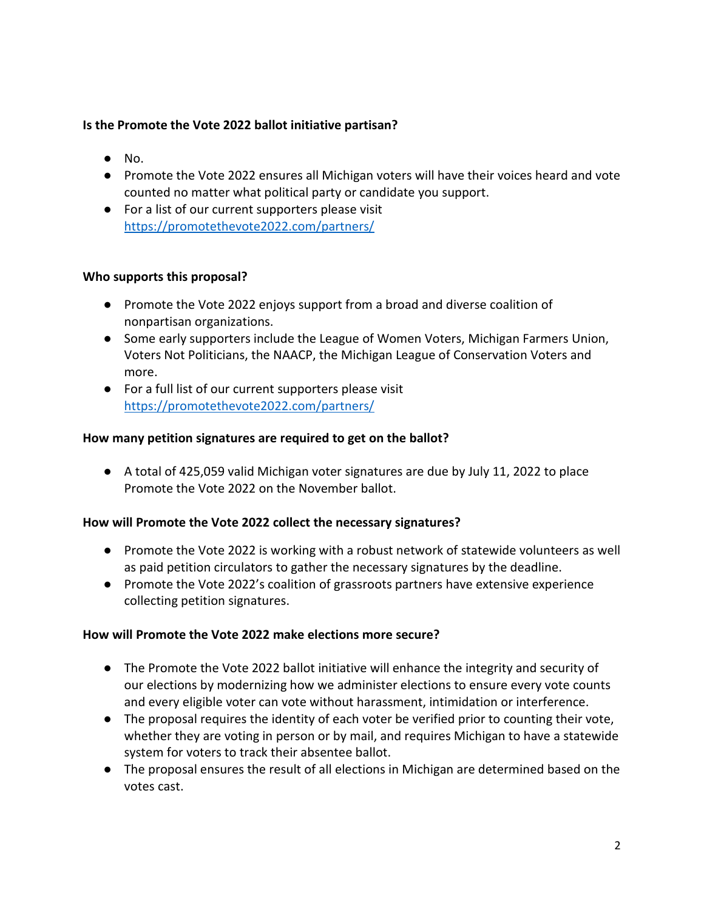**Is the Promote the Vote 2022 ballot initiative partisan?**

- No.
- Promote the Vote 2022 ensures all Michigan voters will have their voices heard and vote counted no matter what political party or candidate you support.
- For a list of our current supporters please visit https://promotethevote2022.com/partners/

**Who supports this proposal?**

- Promote the Vote 2022 enjoys support from a broad and diverse coalition of nonpartisan organizations.
- Some early supporters include the League of Women Voters, Michigan Farmers Union, Voters Not Politicians, the NAACP, the Michigan League of Conservation Voters and more.
- For a full list of our current supporters please visit https://promotethevote2022.com/partners/

**How many petition signatures are required to get on the ballot?**

- A total of 425,059 valid Michigan voter signatures are due by July 11, 2022 to place Promote the Vote 2022 on the November ballot.

**How will Promote the Vote 2022 collect the necessary signatures?**

- Promote the Vote 2022 is working with a robust network of statewide volunteers as well as paid petition circulators to gather the necessary signatures by the deadline.
- Promote the Vote 2022's coalition of grassroots partners have extensive experience collecting petition signatures.

**How will Promote the Vote 2022 make elections more secure?**

- The Promote the Vote 2022 ballot initiative will enhance the integrity and security of our elections by modernizing how we administer elections to ensure every vote counts and every eligible voter can vote without harassment, intimidation or interference.
- The proposal requires the identity of each voter be verified prior to counting their vote, whether they are voting in person or by mail, and requires Michigan to have a statewide system for voters to track their absentee ballot.
- The proposal ensures the result of all elections in Michigan are determined based on the votes cast.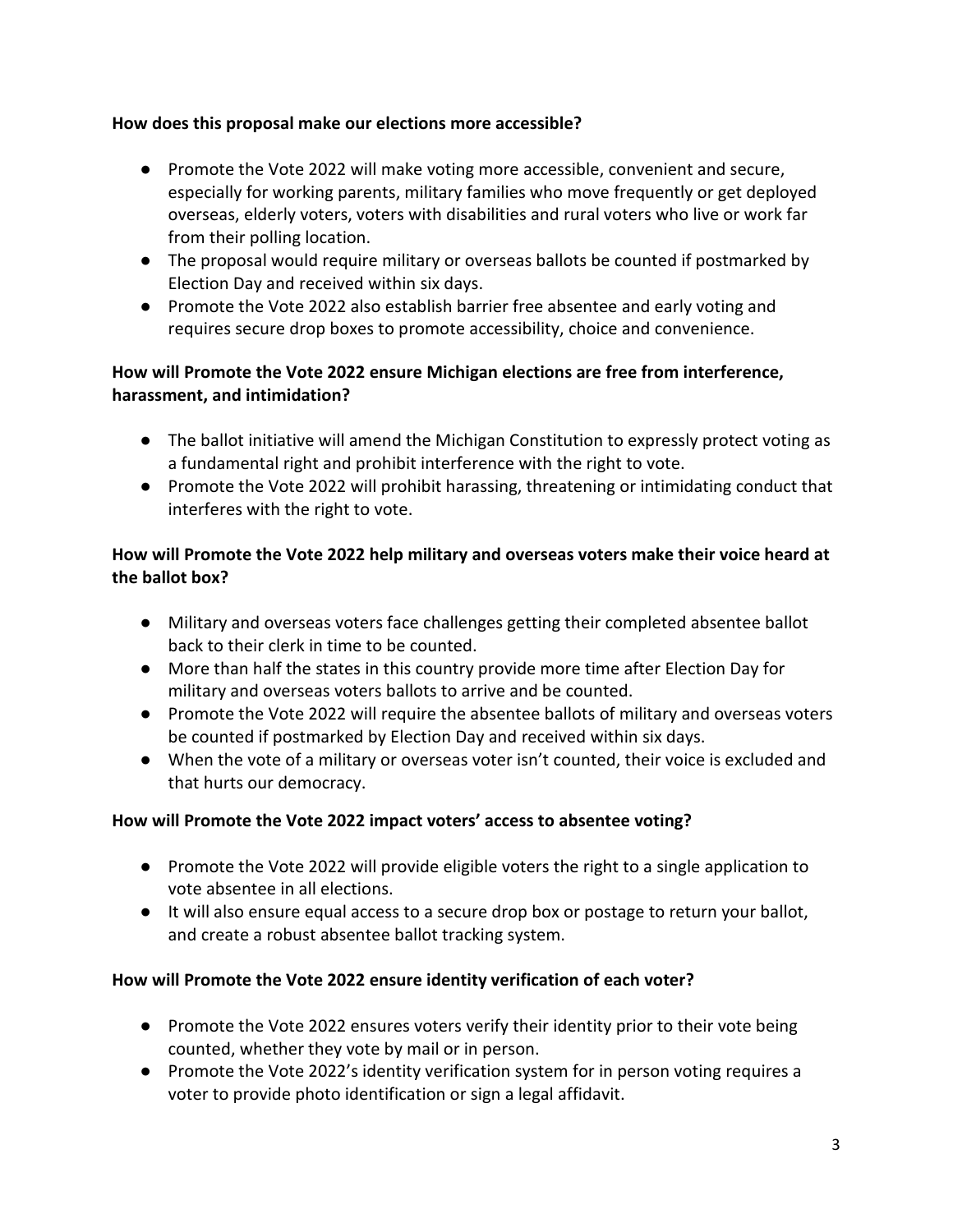**How does this proposal make our elections more accessible?**

- Promote the Vote 2022 will make voting more accessible, convenient and secure, especially for working parents, military families who move frequently or get deployed overseas, elderly voters, voters with disabilities and rural voters who live or work far from their polling location.
- The proposal would require military or overseas ballots be counted if postmarked by Election Day and received within six days.
- Promote the Vote 2022 also establish barrier free absentee and early voting and requires secure drop boxes to promote accessibility, choice and convenience.

**How will Promote the Vote 2022 ensure Michigan elections are free from interference, harassment, and intimidation?**

- The ballot initiative will amend the Michigan Constitution to expressly protect voting as a fundamental right and prohibit interference with the right to vote.
- Promote the Vote 2022 will prohibit harassing, threatening or intimidating conduct that interferes with the right to vote.

**How will Promote the Vote 2022 help military and overseas voters make their voice heard at the ballot box?**

- Military and overseas voters face challenges getting their completed absentee ballot back to their clerk in time to be counted.
- More than half the states in this country provide more time after Election Day for military and overseas voters ballots to arrive and be counted.
- Promote the Vote 2022 will require the absentee ballots of military and overseas voters be counted if postmarked by Election Day and received within six days.
- When the vote of a military or overseas voter isn't counted, their voice is excluded and that hurts our democracy.

**How will Promote the Vote 2022 impact voters' access to absentee voting?**

- Promote the Vote 2022 will provide eligible voters the right to a single application to vote absentee in all elections.
- It will also ensure equal access to a secure drop box or postage to return your ballot, and create a robust absentee ballot tracking system.

**How will Promote the Vote 2022 ensure identity verification of each voter?**

- Promote the Vote 2022 ensures voters verify their identity prior to their vote being counted, whether they vote by mail or in person.
- Promote the Vote 2022's identity verification system for in person voting requires a voter to provide photo identification or sign a legal affidavit.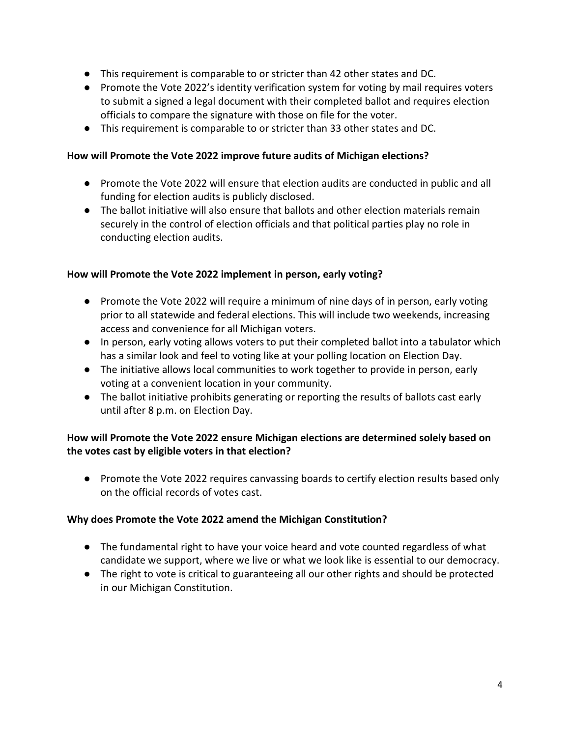- This requirement is comparable to or stricter than 42 other states and DC.
- Promote the Vote 2022's identity verification system for voting by mail requires voters to submit a signed a legal document with their completed ballot and requires election officials to compare the signature with those on file for the voter.
- This requirement is comparable to or stricter than 33 other states and DC.

**How will Promote the Vote 2022 improve future audits of Michigan elections?**

- Promote the Vote 2022 will ensure that election audits are conducted in public and all funding for election audits is publicly disclosed.
- The ballot initiative will also ensure that ballots and other election materials remain securely in the control of election officials and that political parties play no role in conducting election audits.

**How will Promote the Vote 2022 implement in person, early voting?**

- Promote the Vote 2022 will require a minimum of nine days of in person, early voting prior to all statewide and federal elections. This will include two weekends, increasing access and convenience for all Michigan voters.
- In person, early voting allows voters to put their completed ballot into a tabulator which has a similar look and feel to voting like at your polling location on Election Day.
- The initiative allows local communities to work together to provide in person, early voting at a convenient location in your community.
- The ballot initiative prohibits generating or reporting the results of ballots cast early until after 8 p.m. on Election Day.

**How will Promote the Vote 2022 ensure Michigan elections are determined solely based on the votes cast by eligible voters in that election?**

- Promote the Vote 2022 requires canvassing boards to certify election results based only on the official records of votes cast.

**Why does Promote the Vote 2022 amend the Michigan Constitution?**

- The fundamental right to have your voice heard and vote counted regardless of what candidate we support, where we live or what we look like is essential to our democracy.
- The right to vote is critical to guaranteeing all our other rights and should be protected in our Michigan Constitution.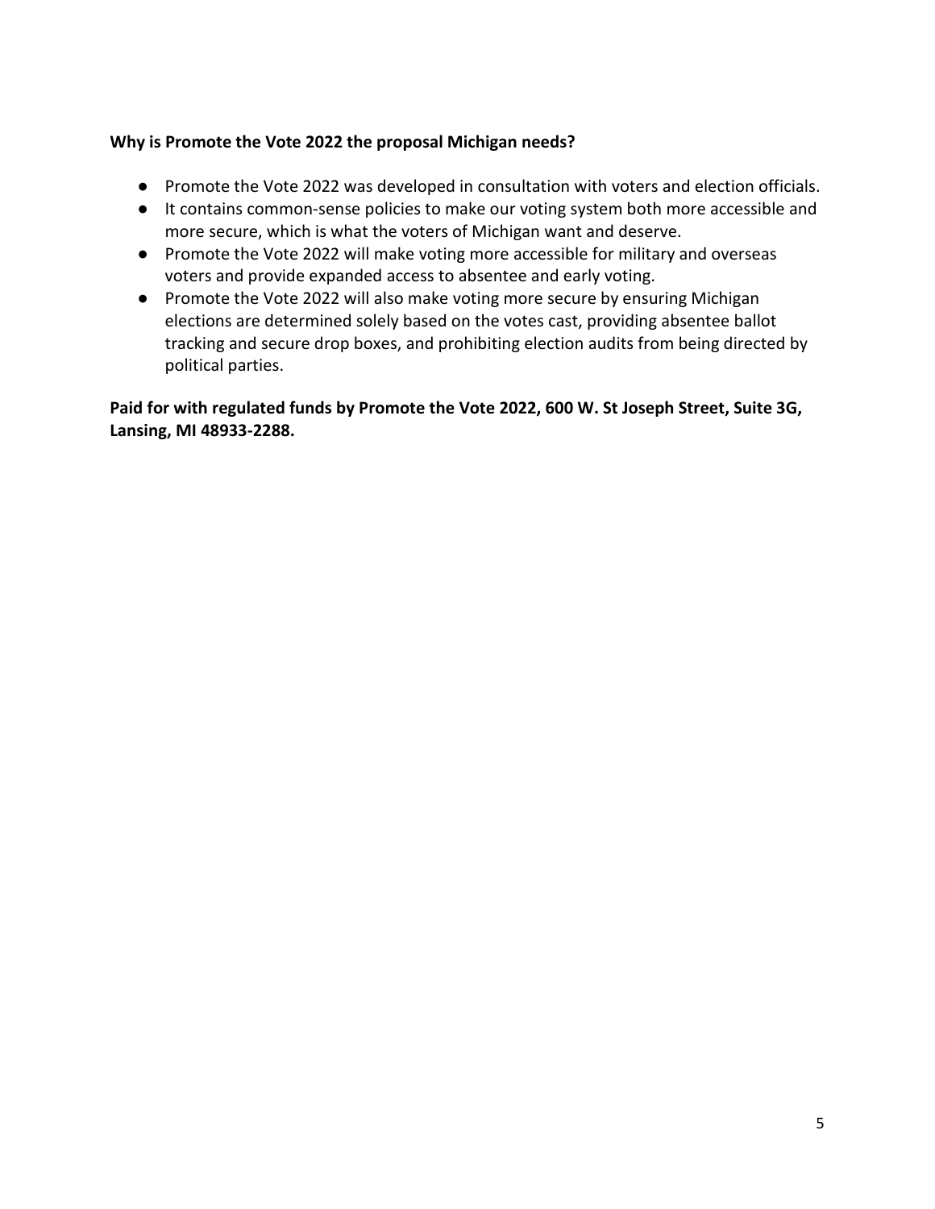**Why is Promote the Vote 2022 the proposal Michigan needs?**

- Promote the Vote 2022 was developed in consultation with voters and election officials.
- It contains common-sense policies to make our voting system both more accessible and more secure, which is what the voters of Michigan want and deserve.
- Promote the Vote 2022 will make voting more accessible for military and overseas voters and provide expanded access to absentee and early voting.
- Promote the Vote 2022 will also make voting more secure by ensuring Michigan elections are determined solely based on the votes cast, providing absentee ballot tracking and secure drop boxes, and prohibiting election audits from being directed by political parties.

**Paid for with regulated funds by Promote the Vote 2022, 600 W. St Joseph Street, Suite 3G, Lansing, MI 48933-2288.**